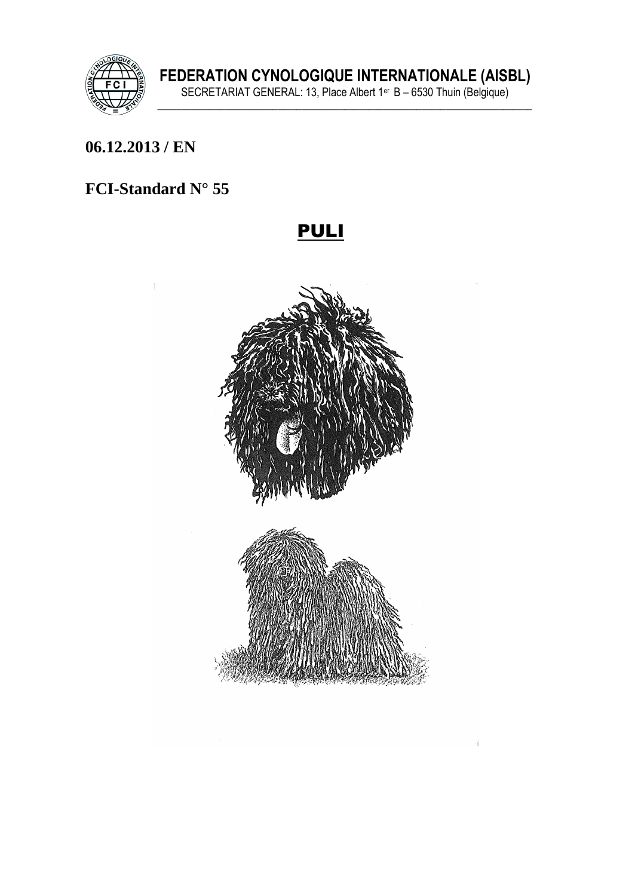**FEDERATION CYNOLOGIQUE INTERNATIONALE (AISBL)**

SECRETARIAT GENERAL: 13, Place Albert 1er B – 6530 Thuin (Belgique)

**06.12.2013 / EN**

**FCI-Standard N° 55**

# PULI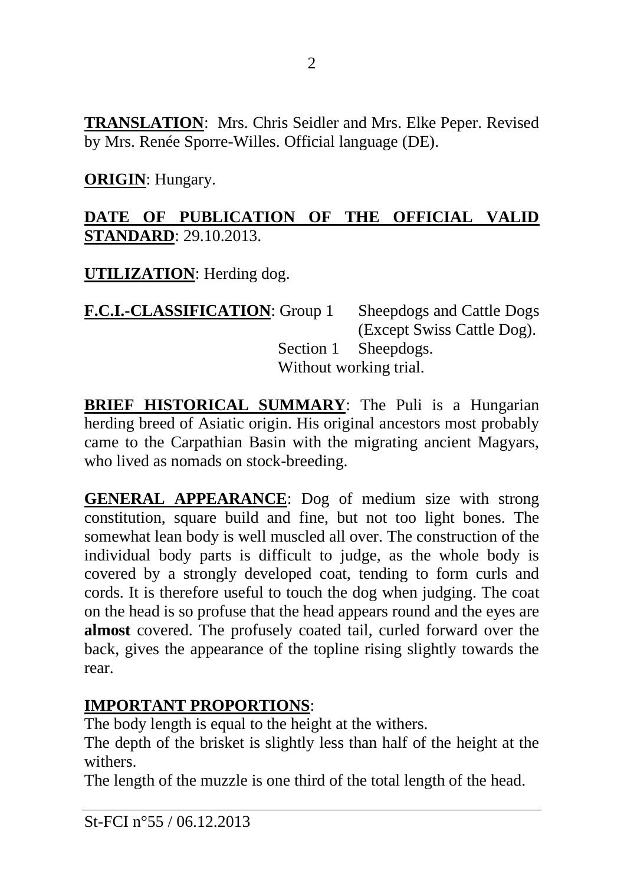**TRANSLATION**: Mrs. Chris Seidler and Mrs. Elke Peper. Revised by Mrs. Renée Sporre-Willes. Official language (DE).

**ORIGIN**: Hungary.

**DATE OF PUBLICATION OF THE OFFICIAL VALID STANDARD**: 29.10.2013.

**UTILIZATION**: Herding dog.

**F.C.I.-CLASSIFICATION**: Group 1 Sheepdogs and Cattle Dogs (Except Swiss Cattle Dog).
Section 1 Sheepdogs.
Without working trial.

**BRIEF HISTORICAL SUMMARY**: The Puli is a Hungarian herding breed of Asiatic origin. His original ancestors most probably came to the Carpathian Basin with the migrating ancient Magyars, who lived as nomads on stock-breeding.

**GENERAL APPEARANCE**: Dog of medium size with strong constitution, square build and fine, but not too light bones. The somewhat lean body is well muscled all over. The construction of the individual body parts is difficult to judge, as the whole body is covered by a strongly developed coat, tending to form curls and cords. It is therefore useful to touch the dog when judging. The coat on the head is so profuse that the head appears round and the eyes are **almost** covered. The profusely coated tail, curled forward over the back, gives the appearance of the topline rising slightly towards the rear.

**IMPORTANT PROPORTIONS**:
The body length is equal to the height at the withers.
The depth of the brisket is slightly less than half of the height at the withers.
The length of the muzzle is one third of the total length of the head.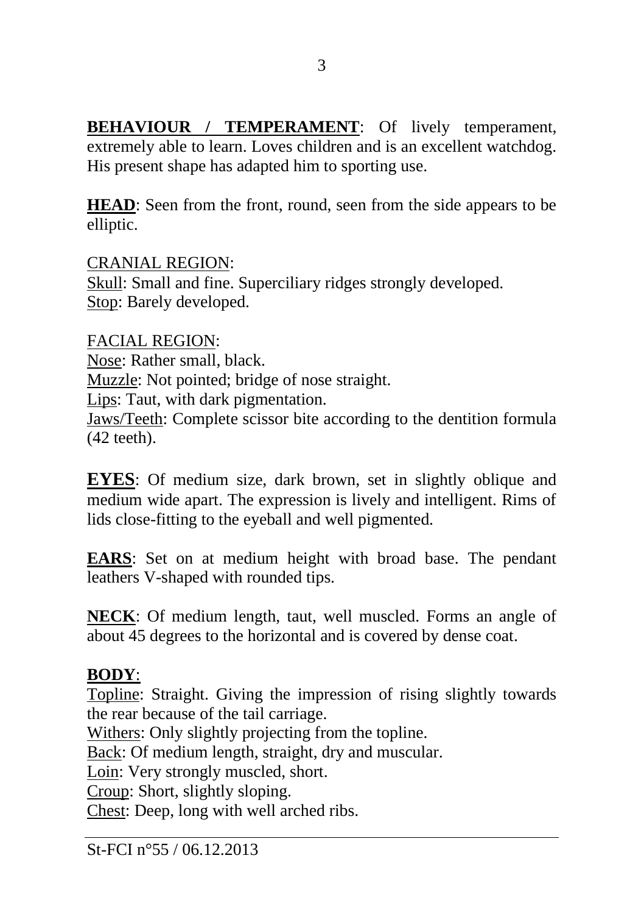**BEHAVIOUR / TEMPERAMENT**: Of lively temperament, extremely able to learn. Loves children and is an excellent watchdog. His present shape has adapted him to sporting use.

**HEAD**: Seen from the front, round, seen from the side appears to be elliptic.

CRANIAL REGION:
Skull: Small and fine. Superciliary ridges strongly developed.
Stop: Barely developed.

FACIAL REGION:
Nose: Rather small, black.
Muzzle: Not pointed; bridge of nose straight.
Lips: Taut, with dark pigmentation.
Jaws/Teeth: Complete scissor bite according to the dentition formula (42 teeth).

**EYES**: Of medium size, dark brown, set in slightly oblique and medium wide apart. The expression is lively and intelligent. Rims of lids close-fitting to the eyeball and well pigmented.

**EARS**: Set on at medium height with broad base. The pendant leathers V-shaped with rounded tips.

**NECK**: Of medium length, taut, well muscled. Forms an angle of about 45 degrees to the horizontal and is covered by dense coat.

**BODY**:
Topline: Straight. Giving the impression of rising slightly towards the rear because of the tail carriage.
Withers: Only slightly projecting from the topline.
Back: Of medium length, straight, dry and muscular.
Loin: Very strongly muscled, short.
Croup: Short, slightly sloping.
Chest: Deep, long with well arched ribs.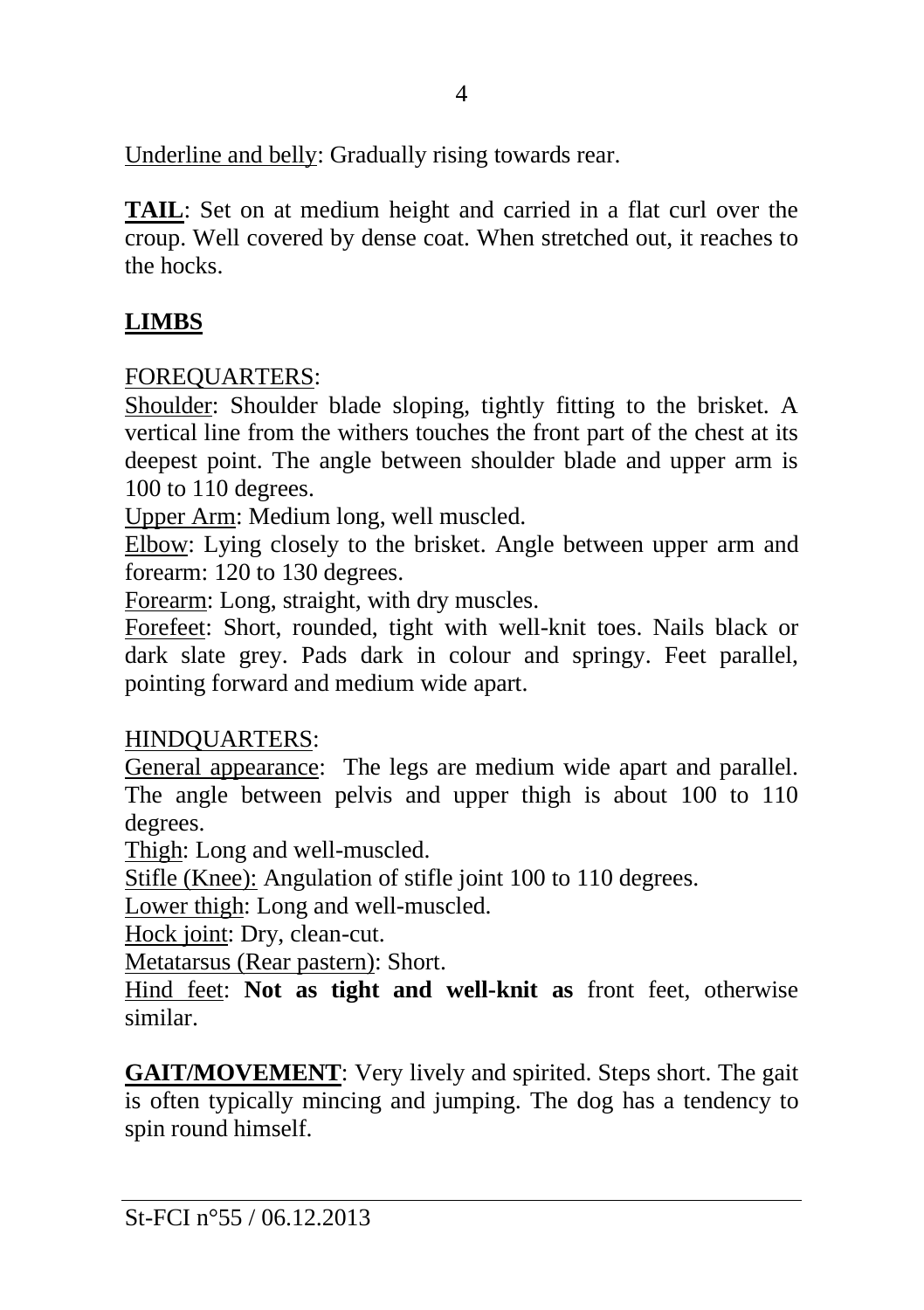Underline and belly: Gradually rising towards rear.

**TAIL**: Set on at medium height and carried in a flat curl over the croup. Well covered by dense coat. When stretched out, it reaches to the hocks.

## LIMBS

FOREQUARTERS:

Shoulder: Shoulder blade sloping, tightly fitting to the brisket. A vertical line from the withers touches the front part of the chest at its deepest point. The angle between shoulder blade and upper arm is 100 to 110 degrees.

Upper Arm: Medium long, well muscled.

Elbow: Lying closely to the brisket. Angle between upper arm and forearm: 120 to 130 degrees.

Forearm: Long, straight, with dry muscles.

Forefeet: Short, rounded, tight with well-knit toes. Nails black or dark slate grey. Pads dark in colour and springy. Feet parallel, pointing forward and medium wide apart.

HINDQUARTERS:

General appearance: The legs are medium wide apart and parallel. The angle between pelvis and upper thigh is about 100 to 110 degrees.

Thigh: Long and well-muscled.

Stifle (Knee): Angulation of stifle joint 100 to 110 degrees.

Lower thigh: Long and well-muscled.

Hock joint: Dry, clean-cut.

Metatarsus (Rear pastern): Short.

Hind feet: **Not as tight and well-knit as** front feet, otherwise similar.

**GAIT/MOVEMENT**: Very lively and spirited. Steps short. The gait is often typically mincing and jumping. The dog has a tendency to spin round himself.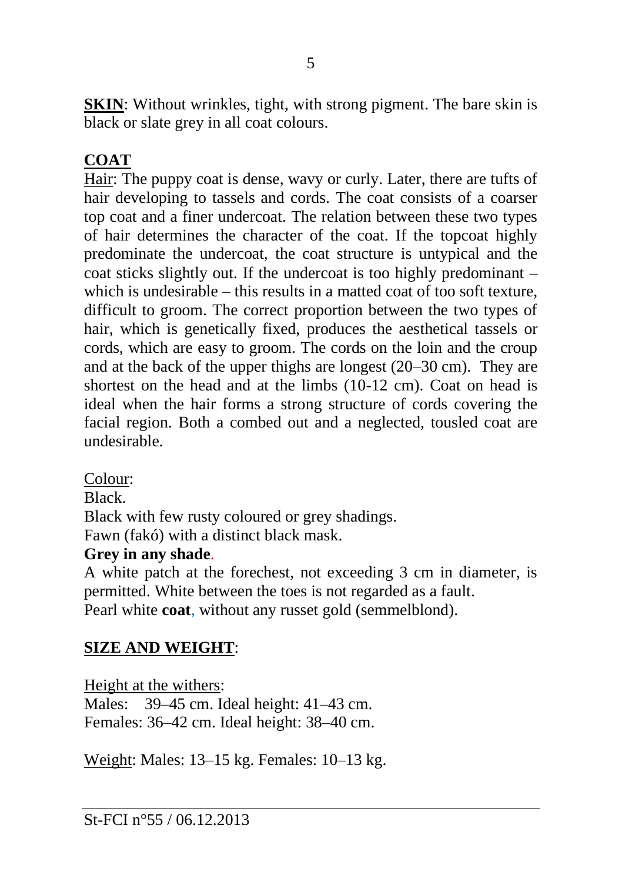**SKIN**: Without wrinkles, tight, with strong pigment. The bare skin is black or slate grey in all coat colours.

## COAT

Hair: The puppy coat is dense, wavy or curly. Later, there are tufts of hair developing to tassels and cords. The coat consists of a coarser top coat and a finer undercoat. The relation between these two types of hair determines the character of the coat. If the topcoat highly predominate the undercoat, the coat structure is untypical and the coat sticks slightly out. If the undercoat is too highly predominant – which is undesirable – this results in a matted coat of too soft texture, difficult to groom. The correct proportion between the two types of hair, which is genetically fixed, produces the aesthetical tassels or cords, which are easy to groom. The cords on the loin and the croup and at the back of the upper thighs are longest (20–30 cm). They are shortest on the head and at the limbs (10-12 cm). Coat on head is ideal when the hair forms a strong structure of cords covering the facial region. Both a combed out and a neglected, tousled coat are undesirable.

Colour:
Black.
Black with few rusty coloured or grey shadings.
Fawn (fakó) with a distinct black mask.
**Grey in any shade**.
A white patch at the forechest, not exceeding 3 cm in diameter, is permitted. White between the toes is not regarded as a fault.
Pearl white **coat**, without any russet gold (semmelblond).

## SIZE AND WEIGHT:

Height at the withers:
Males: 39–45 cm. Ideal height: 41–43 cm.
Females: 36–42 cm. Ideal height: 38–40 cm.

Weight: Males: 13–15 kg. Females: 10–13 kg.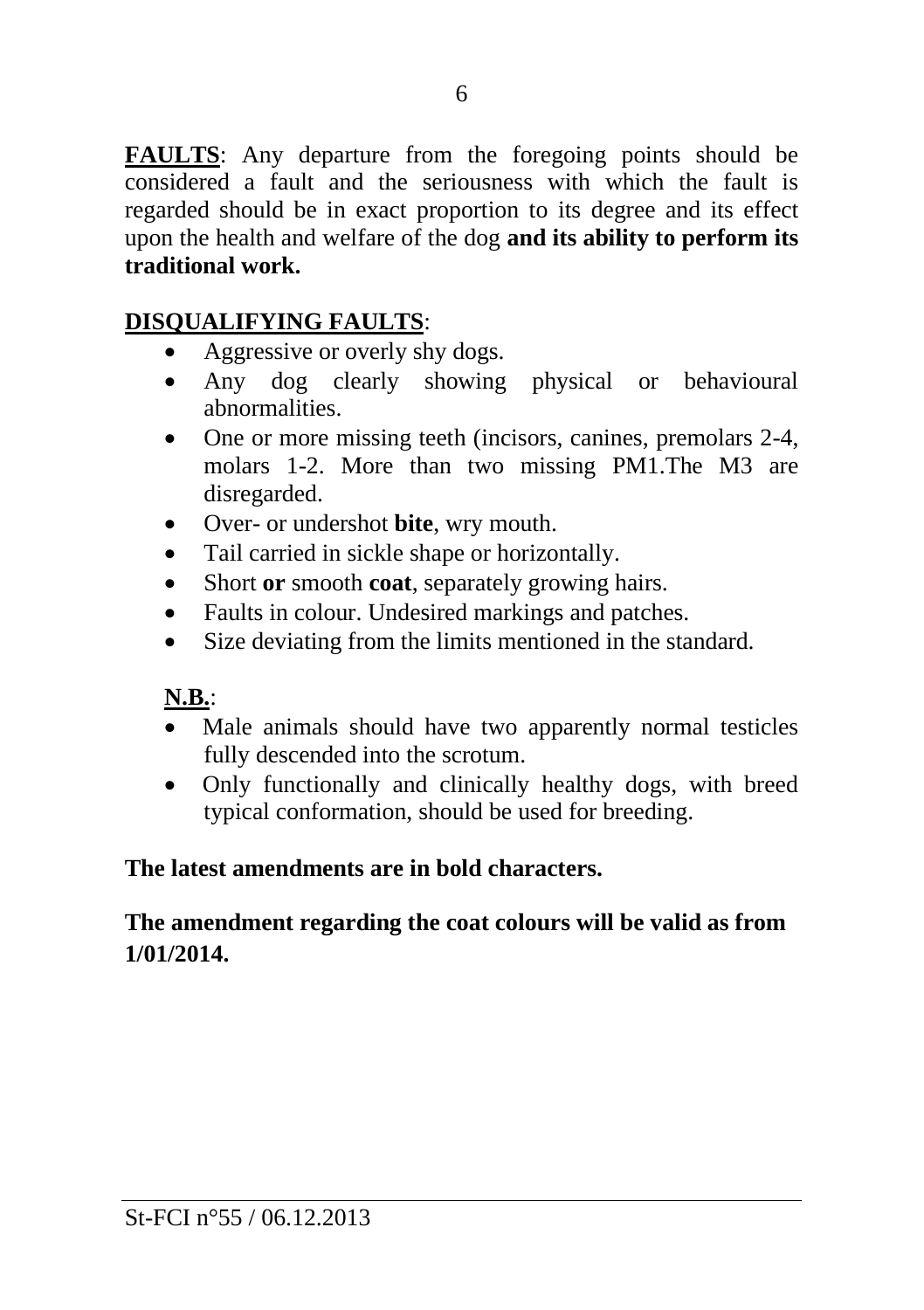**FAULTS**: Any departure from the foregoing points should be considered a fault and the seriousness with which the fault is regarded should be in exact proportion to its degree and its effect upon the health and welfare of the dog **and its ability to perform its traditional work.**

**DISQUALIFYING FAULTS**:

- Aggressive or overly shy dogs.
- Any dog clearly showing physical or behavioural abnormalities.
- One or more missing teeth (incisors, canines, premolars 2-4, molars 1-2. More than two missing PM1.The M3 are disregarded.
- Over- or undershot **bite**, wry mouth.
- Tail carried in sickle shape or horizontally.
- Short **or** smooth **coat**, separately growing hairs.
- Faults in colour. Undesired markings and patches.
- Size deviating from the limits mentioned in the standard.

**N.B.**:

- Male animals should have two apparently normal testicles fully descended into the scrotum.
- Only functionally and clinically healthy dogs, with breed typical conformation, should be used for breeding.

**The latest amendments are in bold characters.**

**The amendment regarding the coat colours will be valid as from 1/01/2014.**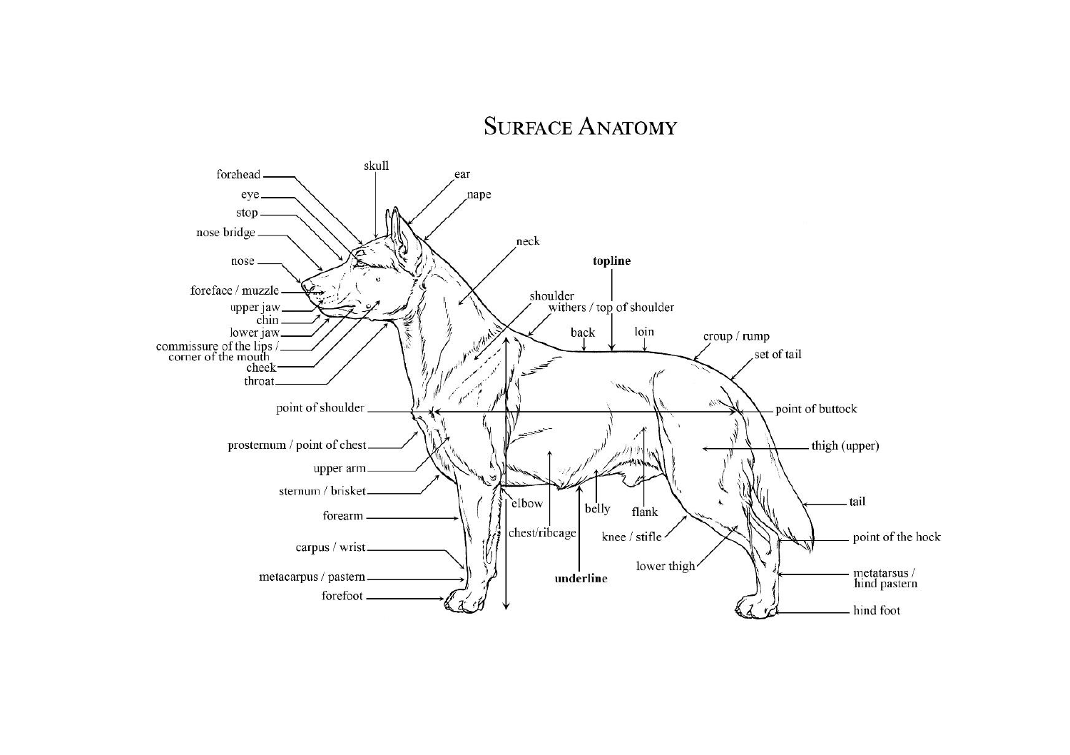# Surface Anatomy

forehead

eye

stop

nose bridge

nose

foreface / muzzle

upper jaw

chin

lower jaw

commissure of the lips / corner of the mouth

cheek

throat

skull

ear

nape

neck

topline

shoulder

withers / top of shoulder

back

loin

croup / rump

set of tail

point of shoulder

point of buttock

prosternum / point of chest

thigh (upper)

upper arm

sternum / brisket

elbow

belly

flank

tail

forearm

chest/ribcage

knee / stifle

point of the hock

carpus / wrist

lower thigh

metacarpus / pastern

underline

metatarsus / hind pastern

forefoot

hind foot